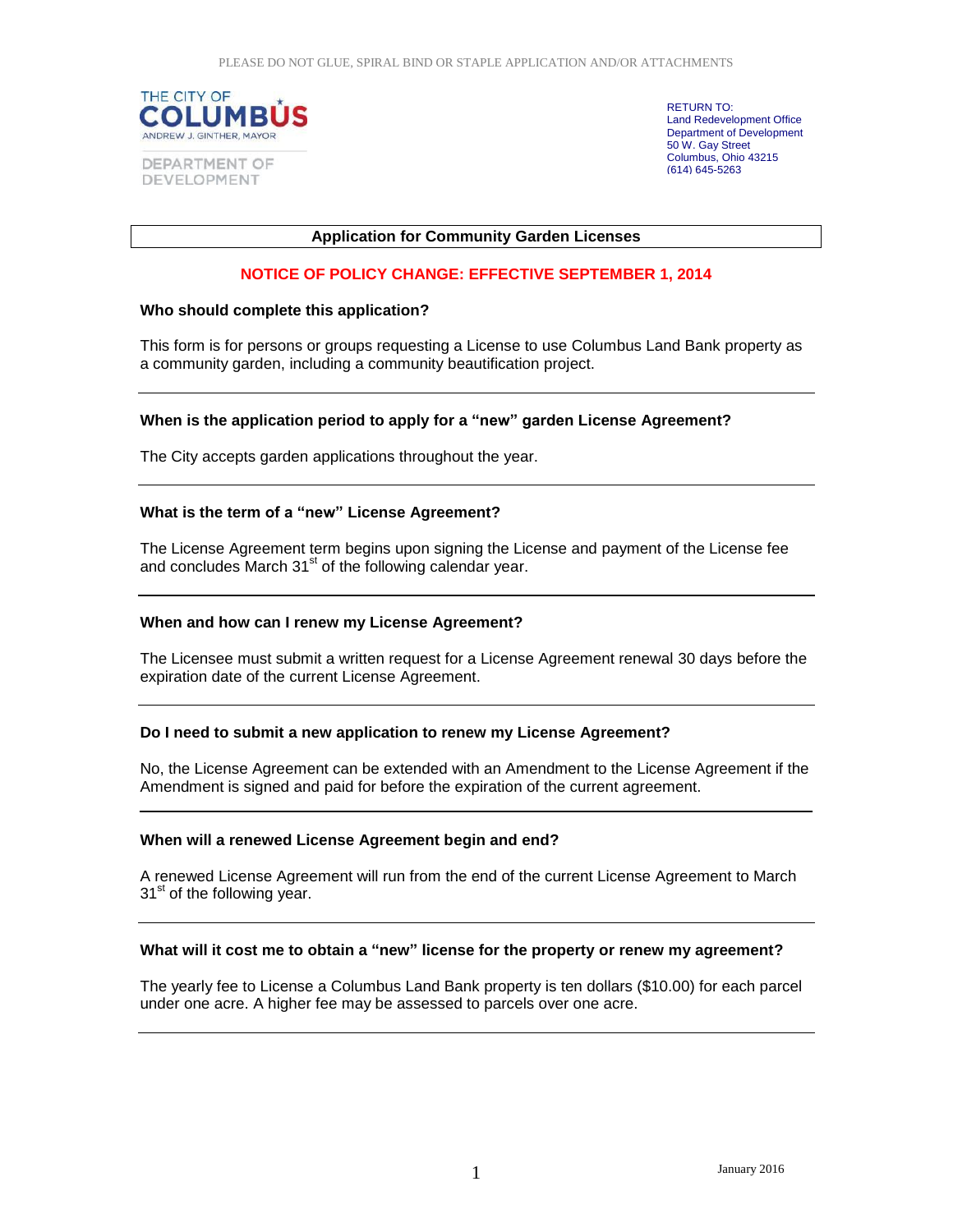PLEASE DO NOT GLUE, SPIRAL BIND OR STAPLE APPLICATION AND/OR ATTACHMENTS

THE CITY OF COLUMBUS
ANDREW J. GINTHER, MAYOR

DEPARTMENT OF DEVELOPMENT

RETURN TO:
Land Redevelopment Office
Department of Development
50 W. Gay Street
Columbus, Ohio 43215
(614) 645-5263

# Application for Community Garden Licenses

**NOTICE OF POLICY CHANGE: EFFECTIVE SEPTEMBER 1, 2014**

### Who should complete this application?

This form is for persons or groups requesting a License to use Columbus Land Bank property as a community garden, including a community beautification project.

---

### When is the application period to apply for a "new" garden License Agreement?

The City accepts garden applications throughout the year.

---

### What is the term of a "new" License Agreement?

The License Agreement term begins upon signing the License and payment of the License fee and concludes March 31st of the following calendar year.

---

### When and how can I renew my License Agreement?

The Licensee must submit a written request for a License Agreement renewal 30 days before the expiration date of the current License Agreement.

---

### Do I need to submit a new application to renew my License Agreement?

No, the License Agreement can be extended with an Amendment to the License Agreement if the Amendment is signed and paid for before the expiration of the current agreement.

---

### When will a renewed License Agreement begin and end?

A renewed License Agreement will run from the end of the current License Agreement to March 31st of the following year.

---

### What will it cost me to obtain a "new" license for the property or renew my agreement?

The yearly fee to License a Columbus Land Bank property is ten dollars ($10.00) for each parcel under one acre. A higher fee may be assessed to parcels over one acre.

---

January 2016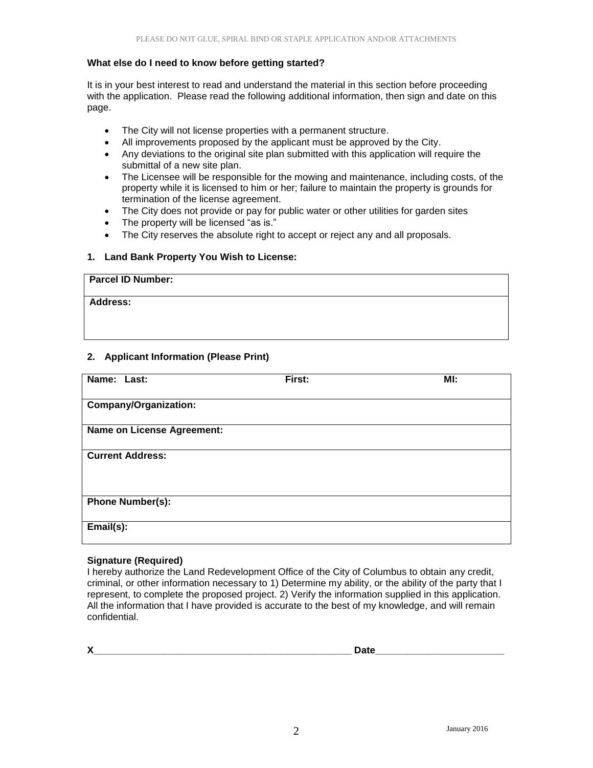**What else do I need to know before getting started?**

It is in your best interest to read and understand the material in this section before proceeding with the application. Please read the following additional information, then sign and date on this page.

- The City will not license properties with a permanent structure.
- All improvements proposed by the applicant must be approved by the City.
- Any deviations to the original site plan submitted with this application will require the submittal of a new site plan.
- The Licensee will be responsible for the mowing and maintenance, including costs, of the property while it is licensed to him or her; failure to maintain the property is grounds for termination of the license agreement.
- The City does not provide or pay for public water or other utilities for garden sites
- The property will be licensed "as is."
- The City reserves the absolute right to accept or reject any and all proposals.

**1. Land Bank Property You Wish to License:**

| **Parcel ID Number:** |
|---|
| **Address:** |

**2. Applicant Information (Please Print)**

| **Name: Last:** | **First:** | **MI:** |
|---|---|---|
| **Company/Organization:** | | |
| **Name on License Agreement:** | | |
| **Current Address:** | | |
| **Phone Number(s):** | | |
| **Email(s):** | | |

**Signature (Required)**
I hereby authorize the Land Redevelopment Office of the City of Columbus to obtain any credit, criminal, or other information necessary to 1) Determine my ability, or the ability of the party that I represent, to complete the proposed project. 2) Verify the information supplied in this application. All the information that I have provided is accurate to the best of my knowledge, and will remain confidential.

**X**_______________________________________________ **Date**_______________________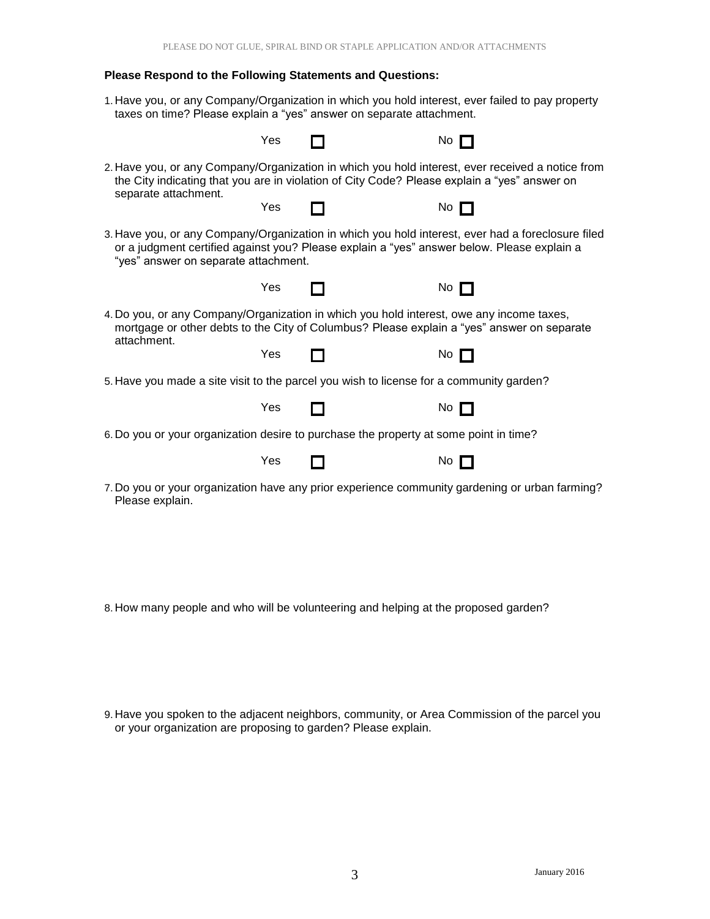**Please Respond to the Following Statements and Questions:**

1. Have you, or any Company/Organization in which you hold interest, ever failed to pay property taxes on time? Please explain a "yes" answer on separate attachment.

   Yes ☐ No ☐

2. Have you, or any Company/Organization in which you hold interest, ever received a notice from the City indicating that you are in violation of City Code? Please explain a "yes" answer on separate attachment.

   Yes ☐ No ☐

3. Have you, or any Company/Organization in which you hold interest, ever had a foreclosure filed or a judgment certified against you? Please explain a "yes" answer below. Please explain a "yes" answer on separate attachment.

   Yes ☐ No ☐

4. Do you, or any Company/Organization in which you hold interest, owe any income taxes, mortgage or other debts to the City of Columbus? Please explain a "yes" answer on separate attachment.

   Yes ☐ No ☐

5. Have you made a site visit to the parcel you wish to license for a community garden?

   Yes ☐ No ☐

6. Do you or your organization desire to purchase the property at some point in time?

   Yes ☐ No ☐

7. Do you or your organization have any prior experience community gardening or urban farming? Please explain.

8. How many people and who will be volunteering and helping at the proposed garden?

9. Have you spoken to the adjacent neighbors, community, or Area Commission of the parcel you or your organization are proposing to garden? Please explain.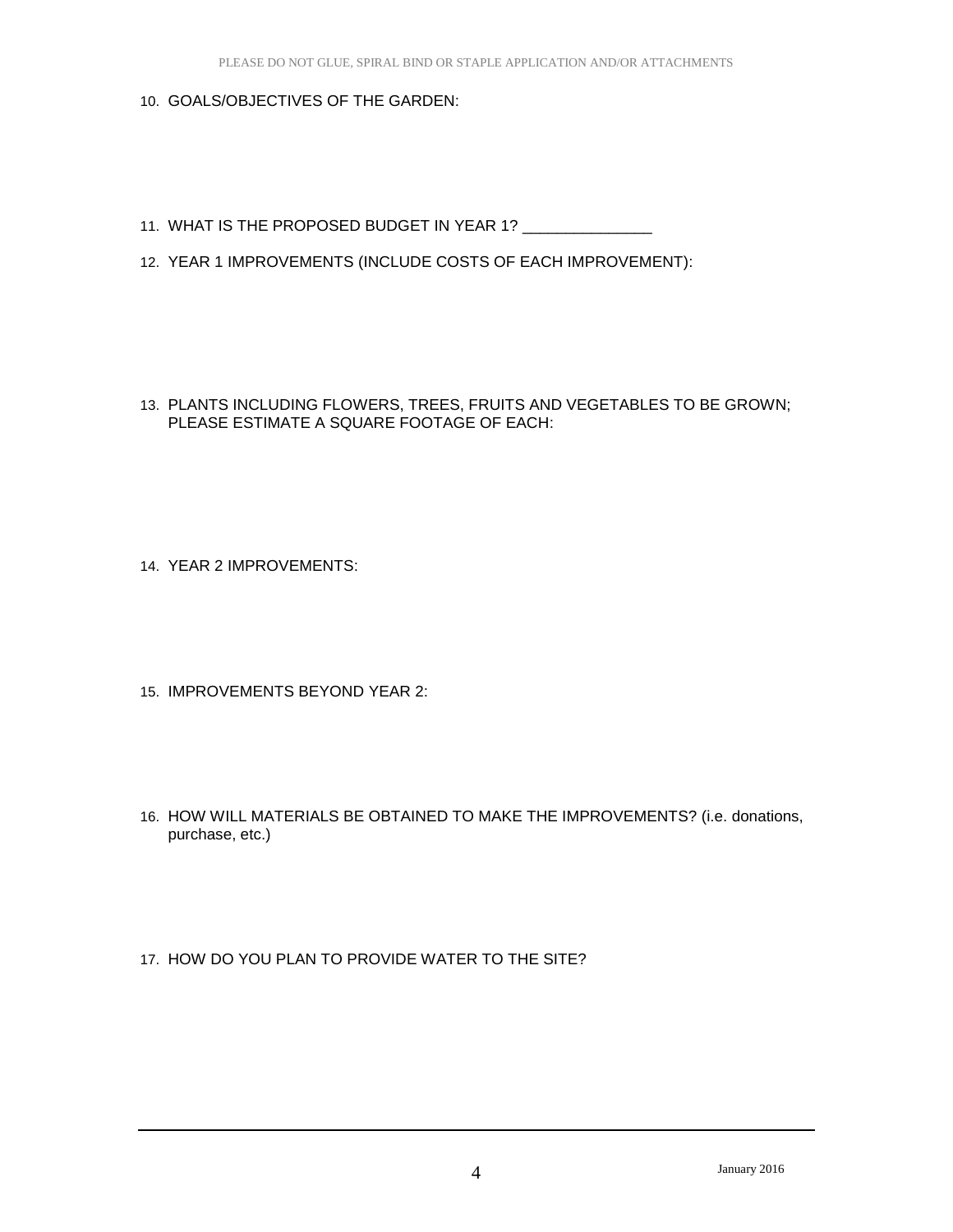10. GOALS/OBJECTIVES OF THE GARDEN:

11. WHAT IS THE PROPOSED BUDGET IN YEAR 1? _______________

12. YEAR 1 IMPROVEMENTS (INCLUDE COSTS OF EACH IMPROVEMENT):

13. PLANTS INCLUDING FLOWERS, TREES, FRUITS AND VEGETABLES TO BE GROWN; PLEASE ESTIMATE A SQUARE FOOTAGE OF EACH:

14. YEAR 2 IMPROVEMENTS:

15. IMPROVEMENTS BEYOND YEAR 2:

16. HOW WILL MATERIALS BE OBTAINED TO MAKE THE IMPROVEMENTS? (i.e. donations, purchase, etc.)

17. HOW DO YOU PLAN TO PROVIDE WATER TO THE SITE?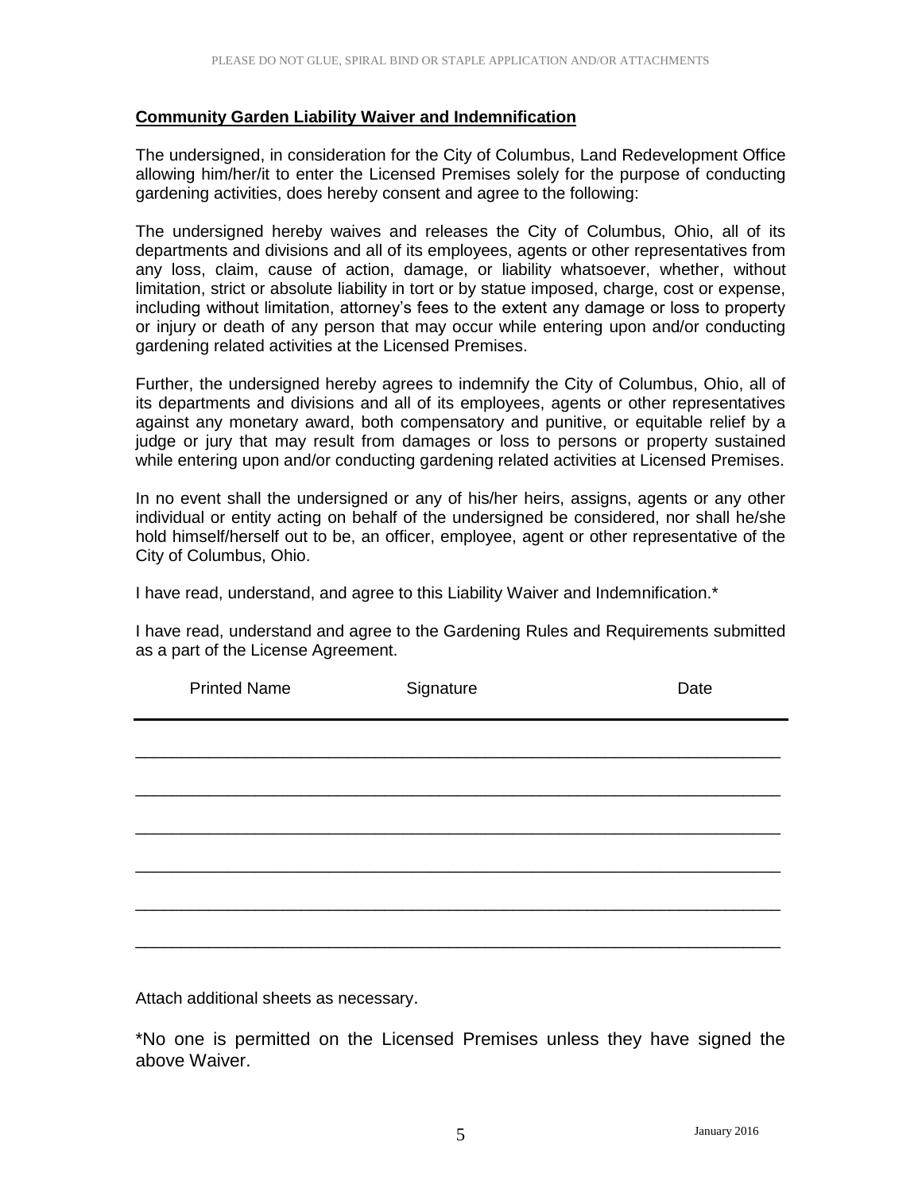**Community Garden Liability Waiver and Indemnification**

The undersigned, in consideration for the City of Columbus, Land Redevelopment Office allowing him/her/it to enter the Licensed Premises solely for the purpose of conducting gardening activities, does hereby consent and agree to the following:

The undersigned hereby waives and releases the City of Columbus, Ohio, all of its departments and divisions and all of its employees, agents or other representatives from any loss, claim, cause of action, damage, or liability whatsoever, whether, without limitation, strict or absolute liability in tort or by statue imposed, charge, cost or expense, including without limitation, attorney's fees to the extent any damage or loss to property or injury or death of any person that may occur while entering upon and/or conducting gardening related activities at the Licensed Premises.

Further, the undersigned hereby agrees to indemnify the City of Columbus, Ohio, all of its departments and divisions and all of its employees, agents or other representatives against any monetary award, both compensatory and punitive, or equitable relief by a judge or jury that may result from damages or loss to persons or property sustained while entering upon and/or conducting gardening related activities at Licensed Premises.

In no event shall the undersigned or any of his/her heirs, assigns, agents or any other individual or entity acting on behalf of the undersigned be considered, nor shall he/she hold himself/herself out to be, an officer, employee, agent or other representative of the City of Columbus, Ohio.

I have read, understand, and agree to this Liability Waiver and Indemnification.*

I have read, understand and agree to the Gardening Rules and Requirements submitted as a part of the License Agreement.

| Printed Name | Signature | Date |
|---|---|---|
| | | |
| | | |
| | | |
| | | |
| | | |
| | | |

Attach additional sheets as necessary.

*No one is permitted on the Licensed Premises unless they have signed the above Waiver.

January 2016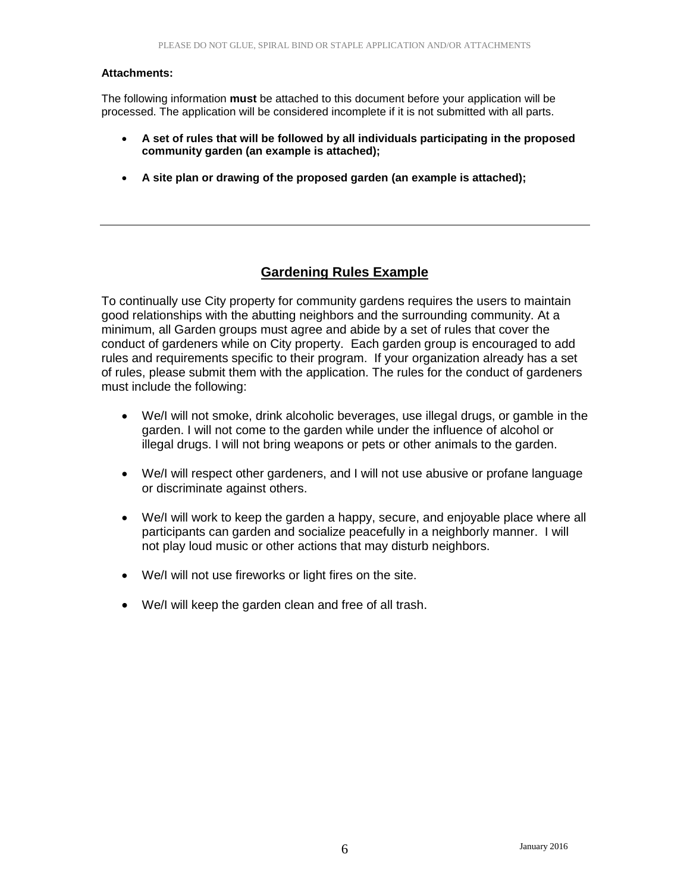**Attachments:**

The following information **must** be attached to this document before your application will be processed. The application will be considered incomplete if it is not submitted with all parts.

- **A set of rules that will be followed by all individuals participating in the proposed community garden (an example is attached);**
- **A site plan or drawing of the proposed garden (an example is attached);**

---

## Gardening Rules Example

To continually use City property for community gardens requires the users to maintain good relationships with the abutting neighbors and the surrounding community. At a minimum, all Garden groups must agree and abide by a set of rules that cover the conduct of gardeners while on City property. Each garden group is encouraged to add rules and requirements specific to their program. If your organization already has a set of rules, please submit them with the application. The rules for the conduct of gardeners must include the following:

- We/I will not smoke, drink alcoholic beverages, use illegal drugs, or gamble in the garden. I will not come to the garden while under the influence of alcohol or illegal drugs. I will not bring weapons or pets or other animals to the garden.
- We/I will respect other gardeners, and I will not use abusive or profane language or discriminate against others.
- We/I will work to keep the garden a happy, secure, and enjoyable place where all participants can garden and socialize peacefully in a neighborly manner. I will not play loud music or other actions that may disturb neighbors.
- We/I will not use fireworks or light fires on the site.
- We/I will keep the garden clean and free of all trash.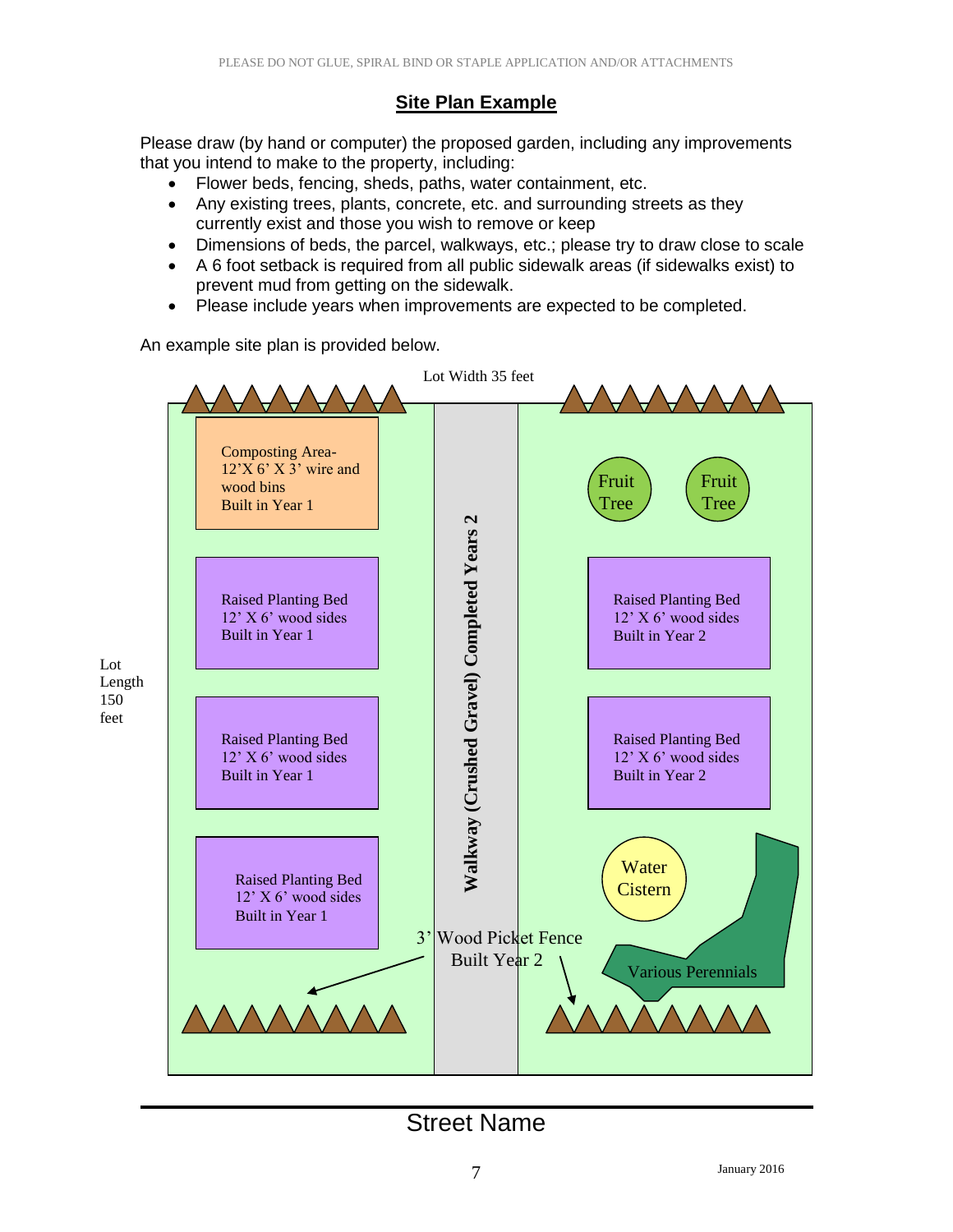## Site Plan Example

Please draw (by hand or computer) the proposed garden, including any improvements that you intend to make to the property, including:

- Flower beds, fencing, sheds, paths, water containment, etc.
- Any existing trees, plants, concrete, etc. and surrounding streets as they currently exist and those you wish to remove or keep
- Dimensions of beds, the parcel, walkways, etc.; please try to draw close to scale
- A 6 foot setback is required from all public sidewalk areas (if sidewalks exist) to prevent mud from getting on the sidewalk.
- Please include years when improvements are expected to be completed.

An example site plan is provided below.

Lot Width 35 feet

Lot Length 150 feet

Composting Area- 12'X 6' X 3' wire and wood bins Built in Year 1

Fruit Tree

Fruit Tree

Raised Planting Bed 12' X 6' wood sides Built in Year 1

Raised Planting Bed 12' X 6' wood sides Built in Year 2

Walkway (Crushed Gravel) Completed Years 2

Raised Planting Bed 12' X 6' wood sides Built in Year 1

Raised Planting Bed 12' X 6' wood sides Built in Year 2

Raised Planting Bed 12' X 6' wood sides Built in Year 1

Water Cistern

Various Perennials

3' Wood Picket Fence Built Year 2

Street Name